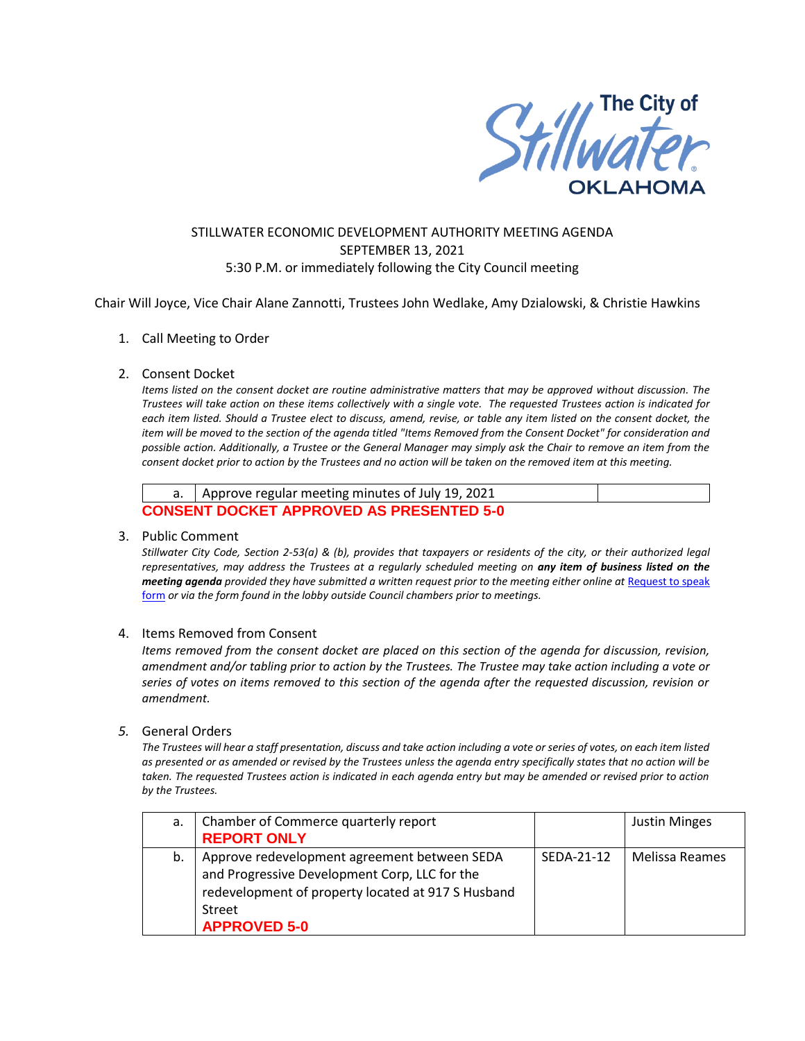The City of Stillwater OKLAHOMA

STILLWATER ECONOMIC DEVELOPMENT AUTHORITY MEETING AGENDA
SEPTEMBER 13, 2021
5:30 P.M. or immediately following the City Council meeting

Chair Will Joyce, Vice Chair Alane Zannotti, Trustees John Wedlake, Amy Dzialowski, & Christie Hawkins

1. Call Meeting to Order

2. Consent Docket

   *Items listed on the consent docket are routine administrative matters that may be approved without discussion. The Trustees will take action on these items collectively with a single vote. The requested Trustees action is indicated for each item listed. Should a Trustee elect to discuss, amend, revise, or table any item listed on the consent docket, the item will be moved to the section of the agenda titled "Items Removed from the Consent Docket" for consideration and possible action. Additionally, a Trustee or the General Manager may simply ask the Chair to remove an item from the consent docket prior to action by the Trustees and no action will be taken on the removed item at this meeting.*

| | | |
|---|---|---|
| a. | Approve regular meeting minutes of July 19, 2021 | |

   **CONSENT DOCKET APPROVED AS PRESENTED 5-0**

3. Public Comment

   *Stillwater City Code, Section 2-53(a) & (b), provides that taxpayers or residents of the city, or their authorized legal representatives, may address the Trustees at a regularly scheduled meeting on **any item of business listed on the meeting agenda** provided they have submitted a written request prior to the meeting either online at [Request to speak form]() or via the form found in the lobby outside Council chambers prior to meetings.*

4. Items Removed from Consent

   *Items removed from the consent docket are placed on this section of the agenda for discussion, revision, amendment and/or tabling prior to action by the Trustees. The Trustee may take action including a vote or series of votes on items removed to this section of the agenda after the requested discussion, revision or amendment.*

5. General Orders

   *The Trustees will hear a staff presentation, discuss and take action including a vote or series of votes, on each item listed as presented or as amended or revised by the Trustees unless the agenda entry specifically states that no action will be taken. The requested Trustees action is indicated in each agenda entry but may be amended or revised prior to action by the Trustees.*

| | | | |
|---|---|---|---|
| a. | Chamber of Commerce quarterly report **REPORT ONLY** | | Justin Minges |
| b. | Approve redevelopment agreement between SEDA and Progressive Development Corp, LLC for the redevelopment of property located at 917 S Husband Street **APPROVED 5-0** | SEDA-21-12 | Melissa Reames |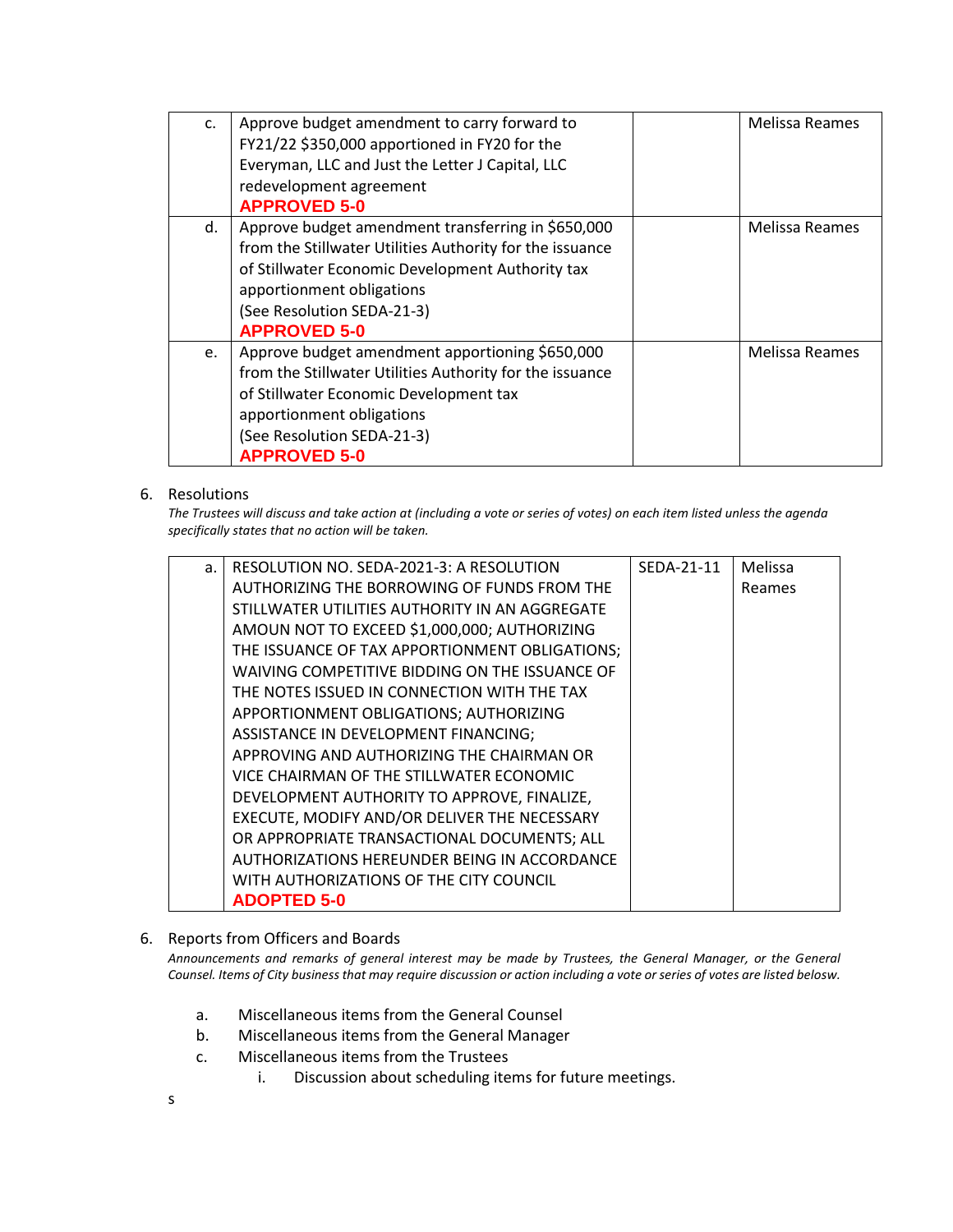| | | | |
|---|---|---|---|
| c. | Approve budget amendment to carry forward to FY21/22 $350,000 apportioned in FY20 for the Everyman, LLC and Just the Letter J Capital, LLC redevelopment agreement<br>**APPROVED 5-0** | | Melissa Reames |
| d. | Approve budget amendment transferring in $650,000 from the Stillwater Utilities Authority for the issuance of Stillwater Economic Development Authority tax apportionment obligations<br>(See Resolution SEDA-21-3)<br>**APPROVED 5-0** | | Melissa Reames |
| e. | Approve budget amendment apportioning $650,000 from the Stillwater Utilities Authority for the issuance of Stillwater Economic Development Authority tax apportionment obligations<br>(See Resolution SEDA-21-3)<br>**APPROVED 5-0** | | Melissa Reames |

6. Resolutions

*The Trustees will discuss and take action at (including a vote or series of votes) on each item listed unless the agenda specifically states that no action will be taken.*

| | | | |
|---|---|---|---|
| a. | RESOLUTION NO. SEDA-2021-3: A RESOLUTION AUTHORIZING THE BORROWING OF FUNDS FROM THE STILLWATER UTILITIES AUTHORITY IN AN AGGREGATE AMOUN NOT TO EXCEED $1,000,000; AUTHORIZING THE ISSUANCE OF TAX APPORTIONMENT OBLIGATIONS; WAIVING COMPETITIVE BIDDING ON THE ISSUANCE OF THE NOTES ISSUED IN CONNECTION WITH THE TAX APPORTIONMENT OBLIGATIONS; AUTHORIZING ASSISTANCE IN DEVELOPMENT FINANCING; APPROVING AND AUTHORIZING THE CHAIRMAN OR VICE CHAIRMAN OF THE STILLWATER ECONOMIC DEVELOPMENT AUTHORITY TO APPROVE, FINALIZE, EXECUTE, MODIFY AND/OR DELIVER THE NECESSARY OR APPROPRIATE TRANSACTIONAL DOCUMENTS; ALL AUTHORIZATIONS HEREUNDER BEING IN ACCORDANCE WITH AUTHORIZATIONS OF THE CITY COUNCIL<br>**ADOPTED 5-0** | SEDA-21-11 | Melissa Reames |

6. Reports from Officers and Boards

*Announcements and remarks of general interest may be made by Trustees, the General Manager, or the General Counsel. Items of City business that may require discussion or action including a vote or series of votes are listed belosw.*

a. Miscellaneous items from the General Counsel
b. Miscellaneous items from the General Manager
c. Miscellaneous items from the Trustees
   i. Discussion about scheduling items for future meetings.

s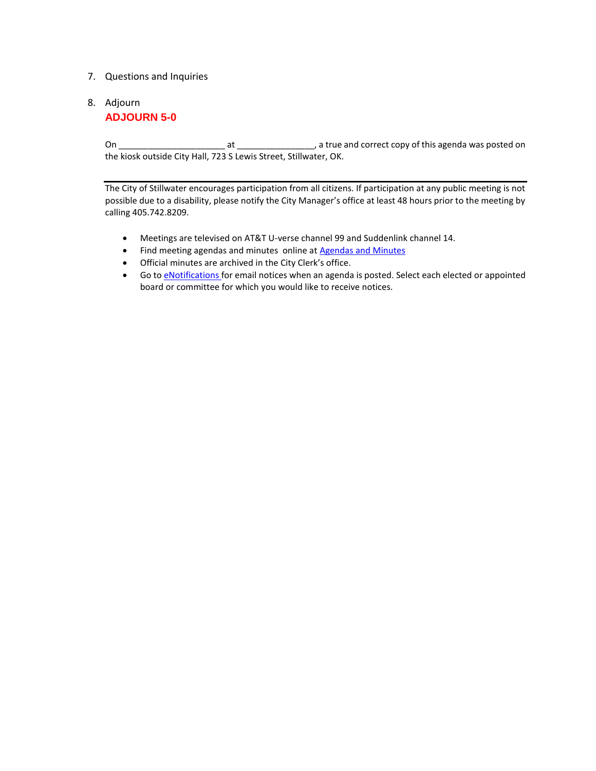7. Questions and Inquiries

8. Adjourn

   **ADJOURN 5-0**

On _____________________ at _______________, a true and correct copy of this agenda was posted on the kiosk outside City Hall, 723 S Lewis Street, Stillwater, OK.

---

The City of Stillwater encourages participation from all citizens. If participation at any public meeting is not possible due to a disability, please notify the City Manager's office at least 48 hours prior to the meeting by calling 405.742.8209.

- Meetings are televised on AT&T U-verse channel 99 and Suddenlink channel 14.
- Find meeting agendas and minutes online at Agendas and Minutes
- Official minutes are archived in the City Clerk's office.
- Go to eNotifications for email notices when an agenda is posted. Select each elected or appointed board or committee for which you would like to receive notices.